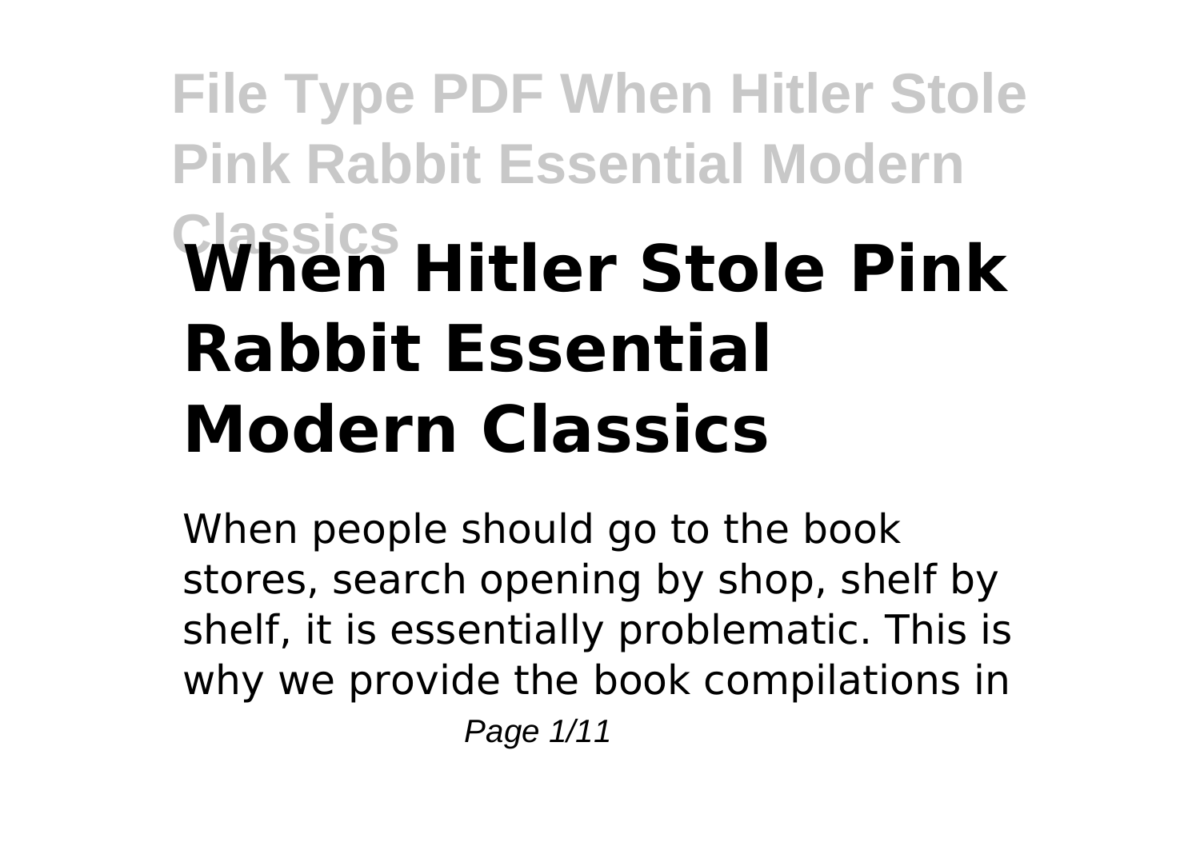# When Hitler Stole Pink Rabbit Essential Modern Classics

When people should go to the book stores, search opening by shop, shelf by shelf, it is essentially problematic. This is why we provide the book compilations in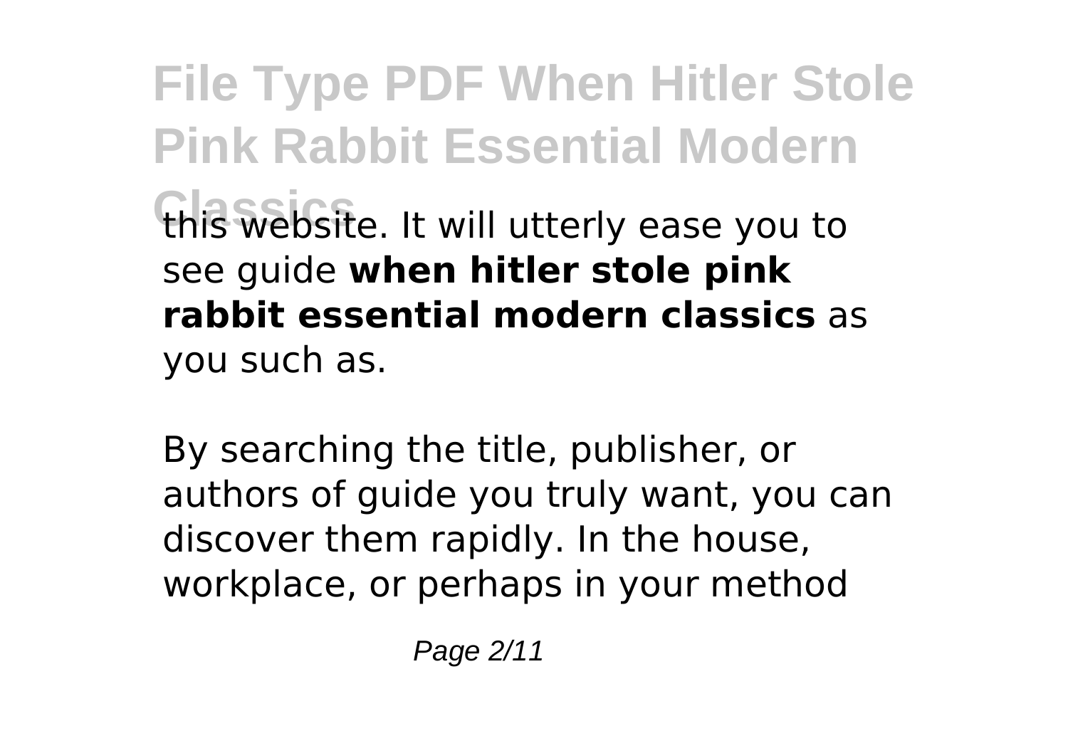this website. It will utterly ease you to see guide **when hitler stole pink rabbit essential modern classics** as you such as.

By searching the title, publisher, or authors of guide you truly want, you can discover them rapidly. In the house, workplace, or perhaps in your method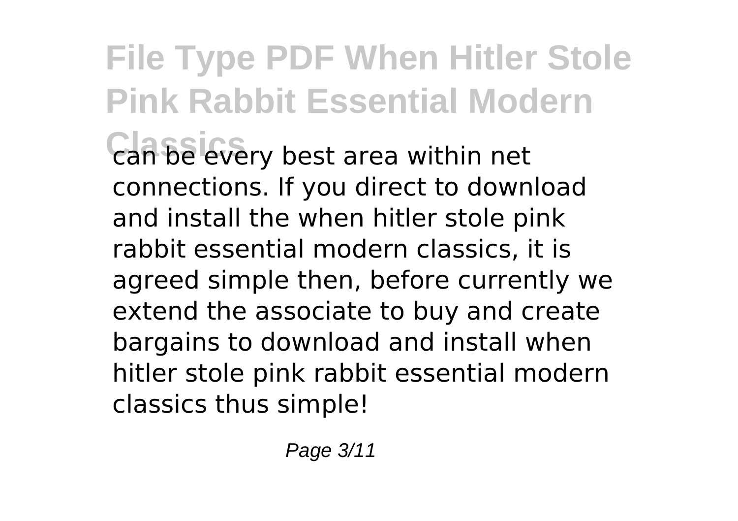can be every best area within net connections. If you direct to download and install the when hitler stole pink rabbit essential modern classics, it is agreed simple then, before currently we extend the associate to buy and create bargains to download and install when hitler stole pink rabbit essential modern classics thus simple!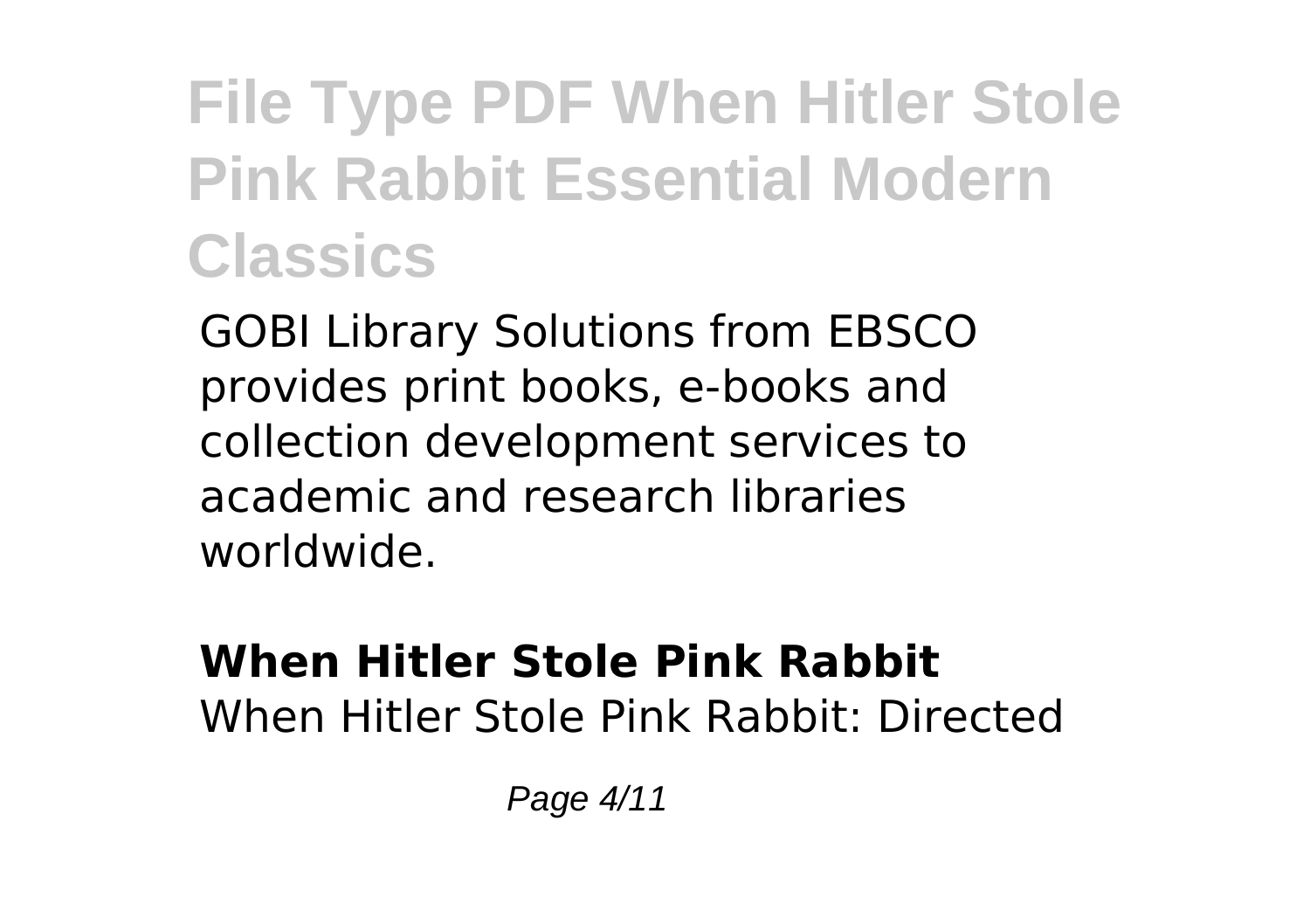GOBI Library Solutions from EBSCO provides print books, e-books and collection development services to academic and research libraries worldwide.

### When Hitler Stole Pink Rabbit

When Hitler Stole Pink Rabbit: Directed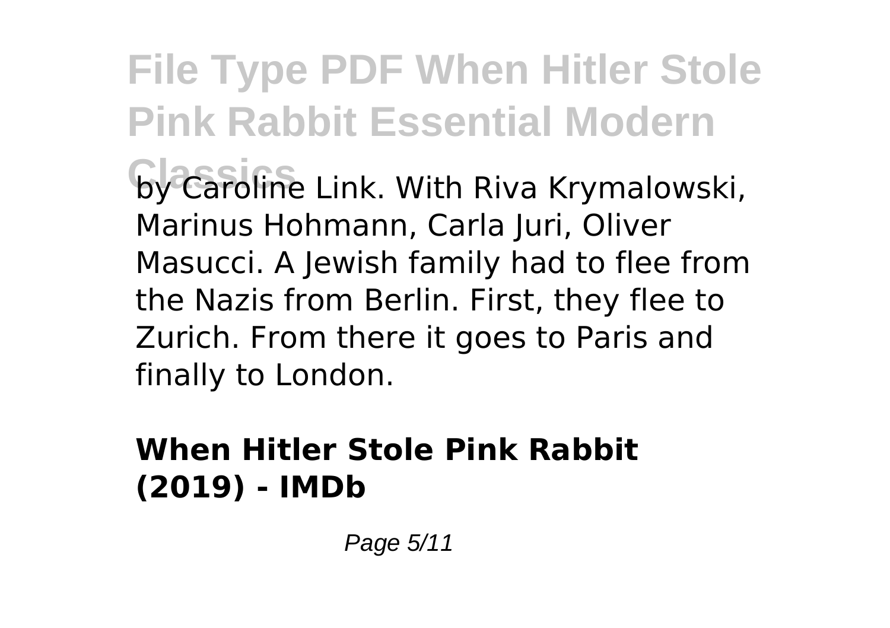by Caroline Link. With Riva Krymalowski, Marinus Hohmann, Carla Juri, Oliver Masucci. A Jewish family had to flee from the Nazis from Berlin. First, they flee to Zurich. From there it goes to Paris and finally to London.

**When Hitler Stole Pink Rabbit (2019) - IMDb**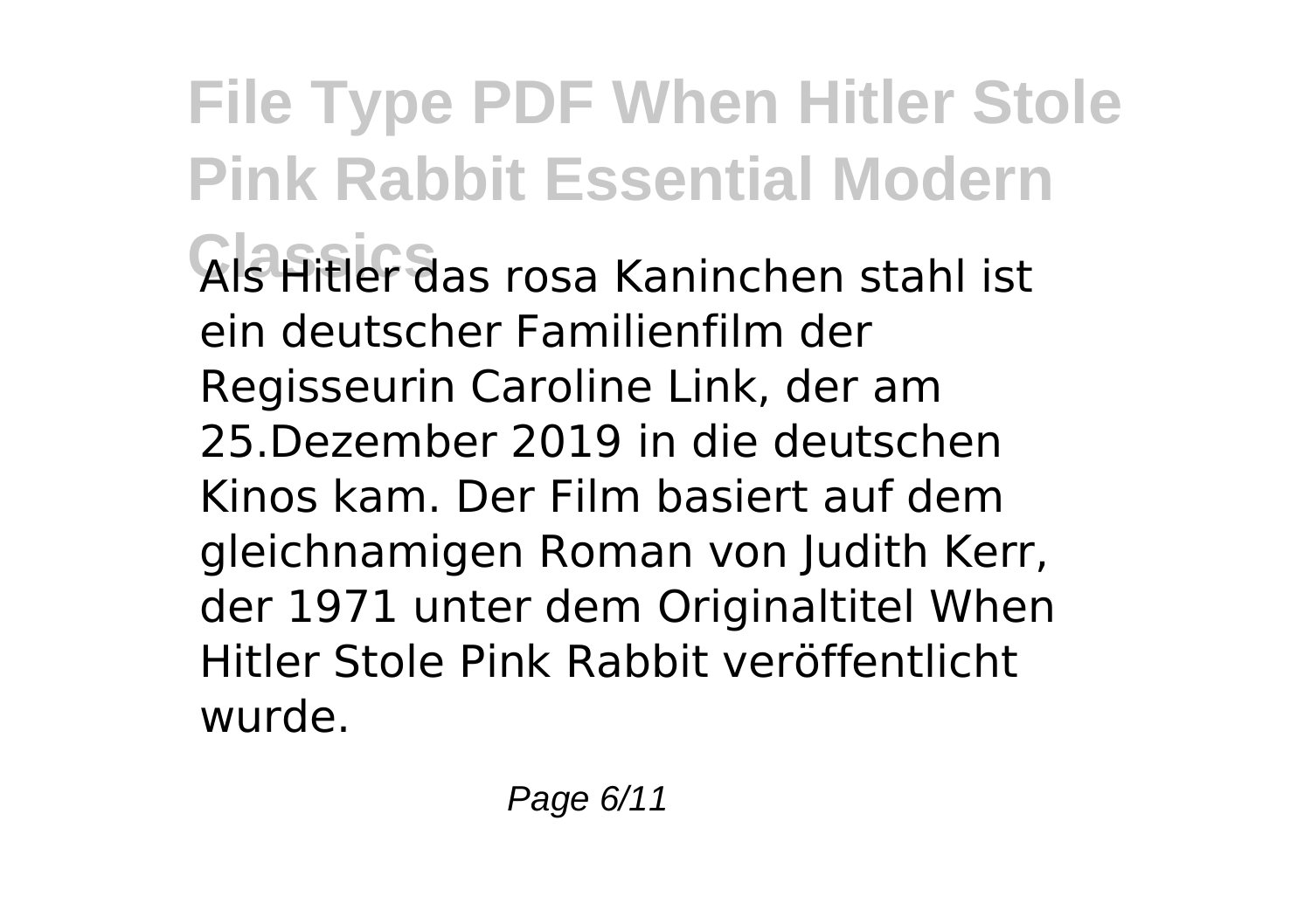Als Hitler das rosa Kaninchen stahl ist ein deutscher Familienfilm der Regisseurin Caroline Link, der am 25.Dezember 2019 in die deutschen Kinos kam. Der Film basiert auf dem gleichnamigen Roman von Judith Kerr, der 1971 unter dem Originaltitel When Hitler Stole Pink Rabbit veröffentlicht wurde.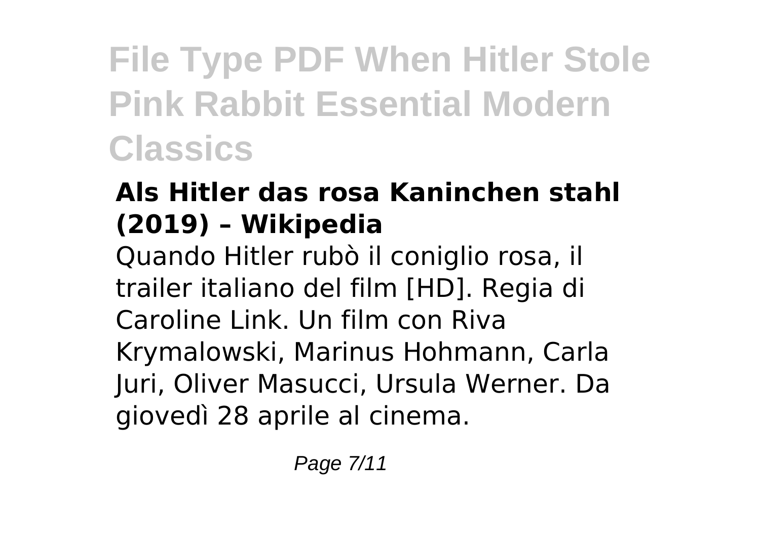### Als Hitler das rosa Kaninchen stahl (2019) – Wikipedia

Quando Hitler rubò il coniglio rosa, il trailer italiano del film [HD]. Regia di Caroline Link. Un film con Riva Krymalowski, Marinus Hohmann, Carla Juri, Oliver Masucci, Ursula Werner. Da giovedì 28 aprile al cinema.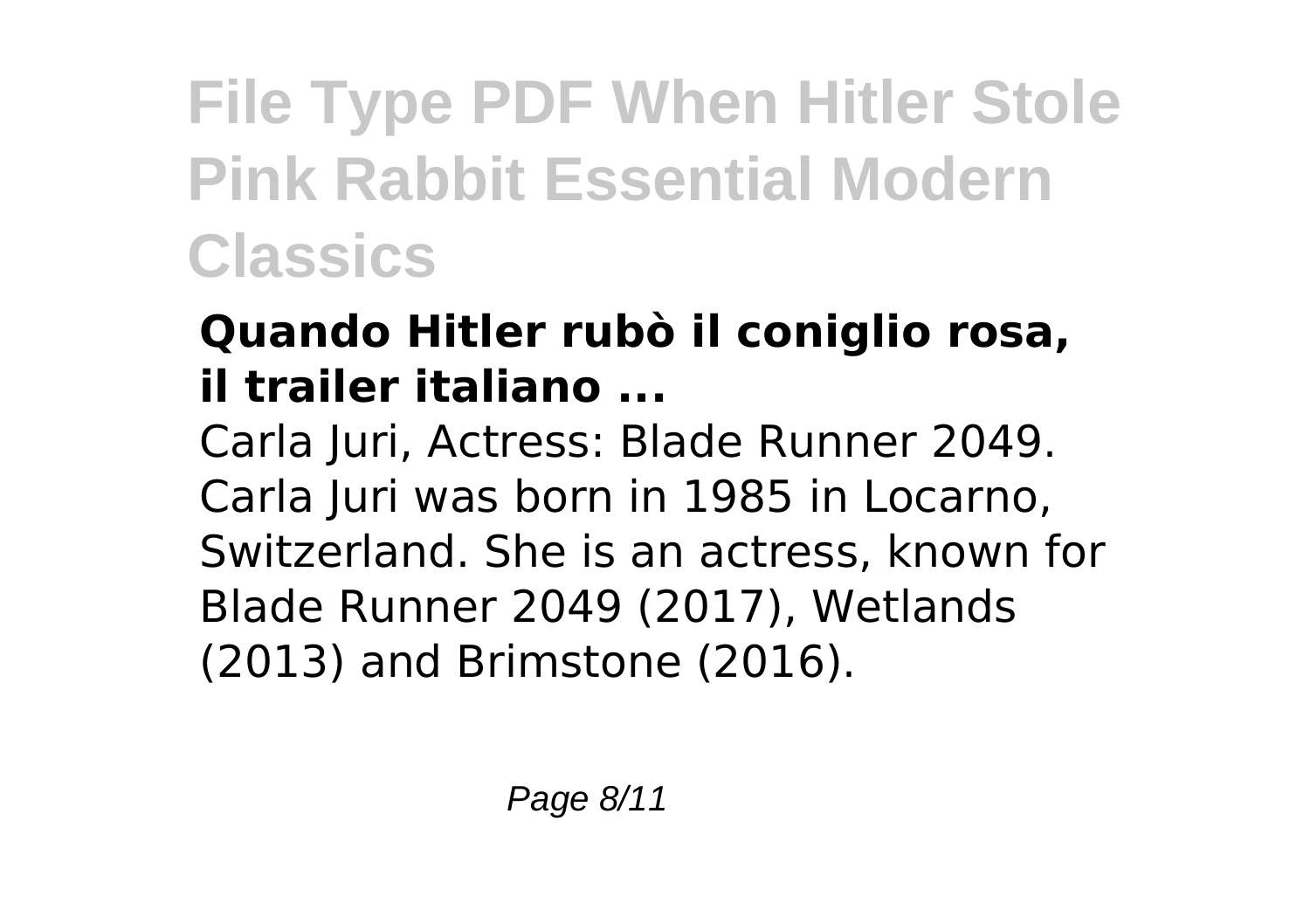### Quando Hitler rubò il coniglio rosa, il trailer italiano ...

Carla Juri, Actress: Blade Runner 2049. Carla Juri was born in 1985 in Locarno, Switzerland. She is an actress, known for Blade Runner 2049 (2017), Wetlands (2013) and Brimstone (2016).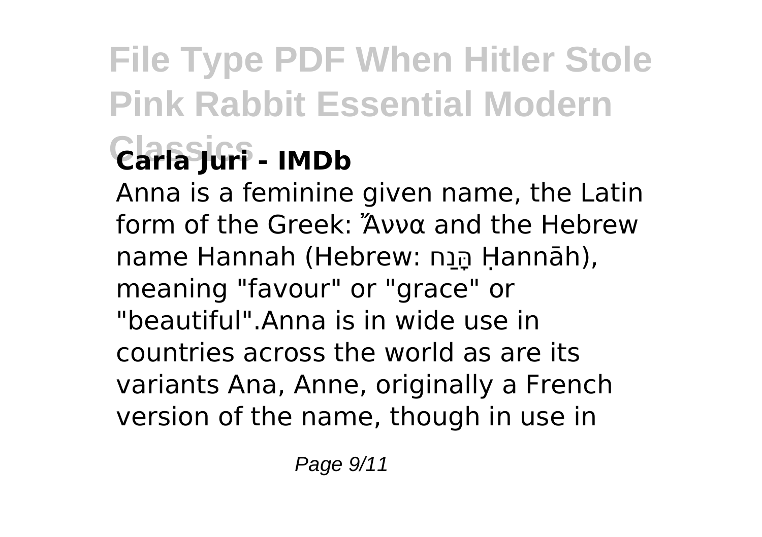## Carla Juri - IMDb

Anna is a feminine given name, the Latin form of the Greek: Ἄννα and the Hebrew name Hannah (Hebrew: חַנָּה Ḥannāh), meaning "favour" or "grace" or "beautiful".Anna is in wide use in countries across the world as are its variants Ana, Anne, originally a French version of the name, though in use in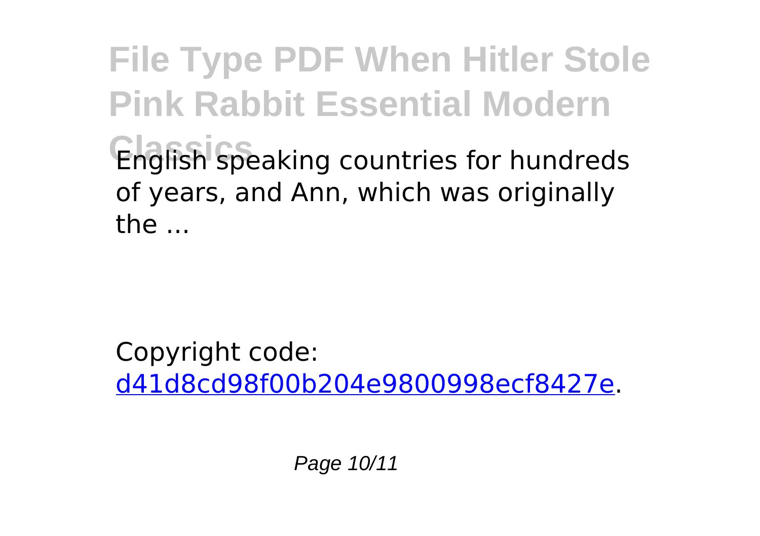English speaking countries for hundreds of years, and Ann, which was originally the ...

Copyright code: d41d8cd98f00b204e9800998ecf8427e.